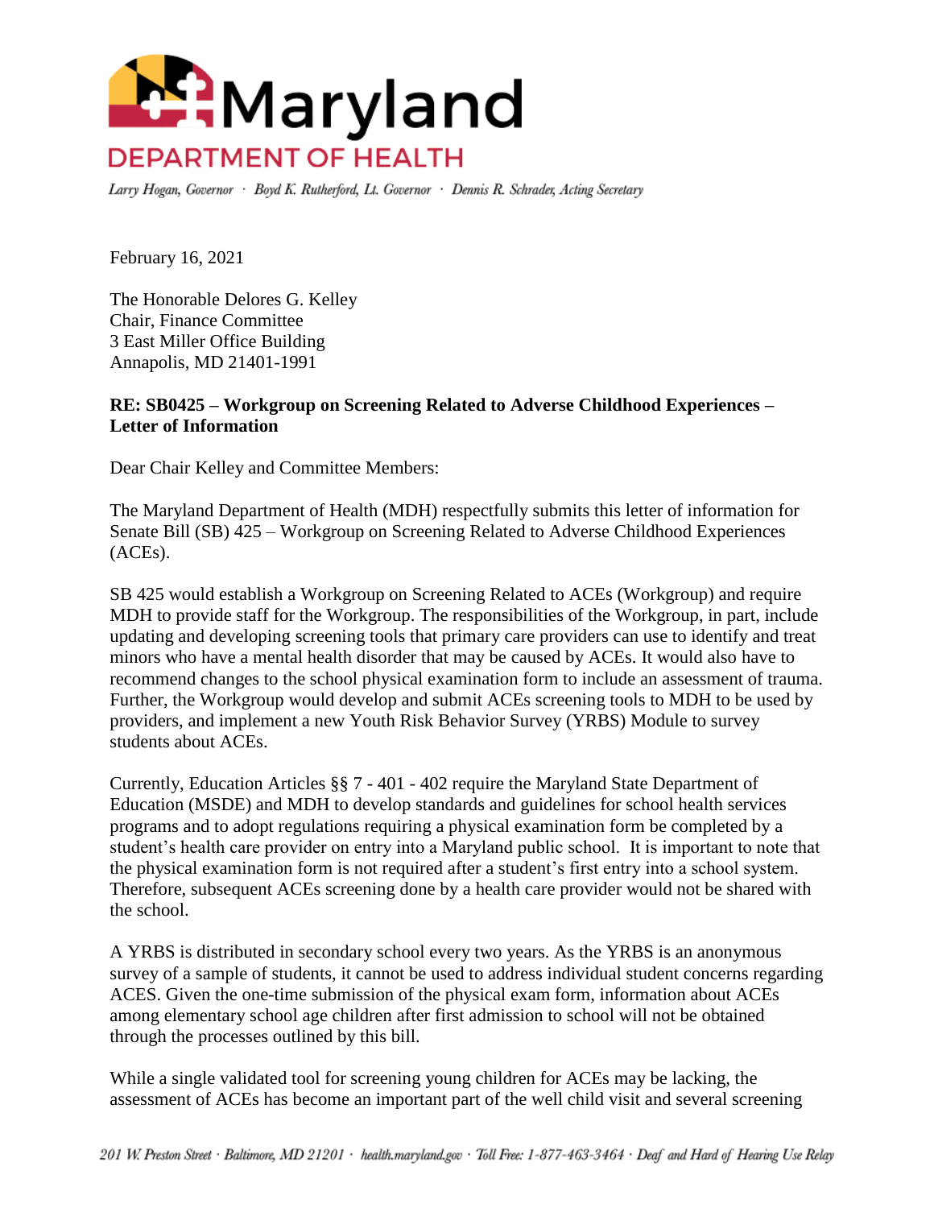# Maryland
## DEPARTMENT OF HEALTH

*Larry Hogan, Governor · Boyd K. Rutherford, Lt. Governor · Dennis R. Schrader, Acting Secretary*

February 16, 2021

The Honorable Delores G. Kelley
Chair, Finance Committee
3 East Miller Office Building
Annapolis, MD 21401-1991

**RE: SB0425 – Workgroup on Screening Related to Adverse Childhood Experiences – Letter of Information**

Dear Chair Kelley and Committee Members:

The Maryland Department of Health (MDH) respectfully submits this letter of information for Senate Bill (SB) 425 – Workgroup on Screening Related to Adverse Childhood Experiences (ACEs).

SB 425 would establish a Workgroup on Screening Related to ACEs (Workgroup) and require MDH to provide staff for the Workgroup. The responsibilities of the Workgroup, in part, include updating and developing screening tools that primary care providers can use to identify and treat minors who have a mental health disorder that may be caused by ACEs. It would also have to recommend changes to the school physical examination form to include an assessment of trauma. Further, the Workgroup would develop and submit ACEs screening tools to MDH to be used by providers, and implement a new Youth Risk Behavior Survey (YRBS) Module to survey students about ACEs.

Currently, Education Articles §§ 7 - 401 - 402 require the Maryland State Department of Education (MSDE) and MDH to develop standards and guidelines for school health services programs and to adopt regulations requiring a physical examination form be completed by a student's health care provider on entry into a Maryland public school. It is important to note that the physical examination form is not required after a student's first entry into a school system. Therefore, subsequent ACEs screening done by a health care provider would not be shared with the school.

A YRBS is distributed in secondary school every two years. As the YRBS is an anonymous survey of a sample of students, it cannot be used to address individual student concerns regarding ACES. Given the one-time submission of the physical exam form, information about ACEs among elementary school age children after first admission to school will not be obtained through the processes outlined by this bill.

While a single validated tool for screening young children for ACEs may be lacking, the assessment of ACEs has become an important part of the well child visit and several screening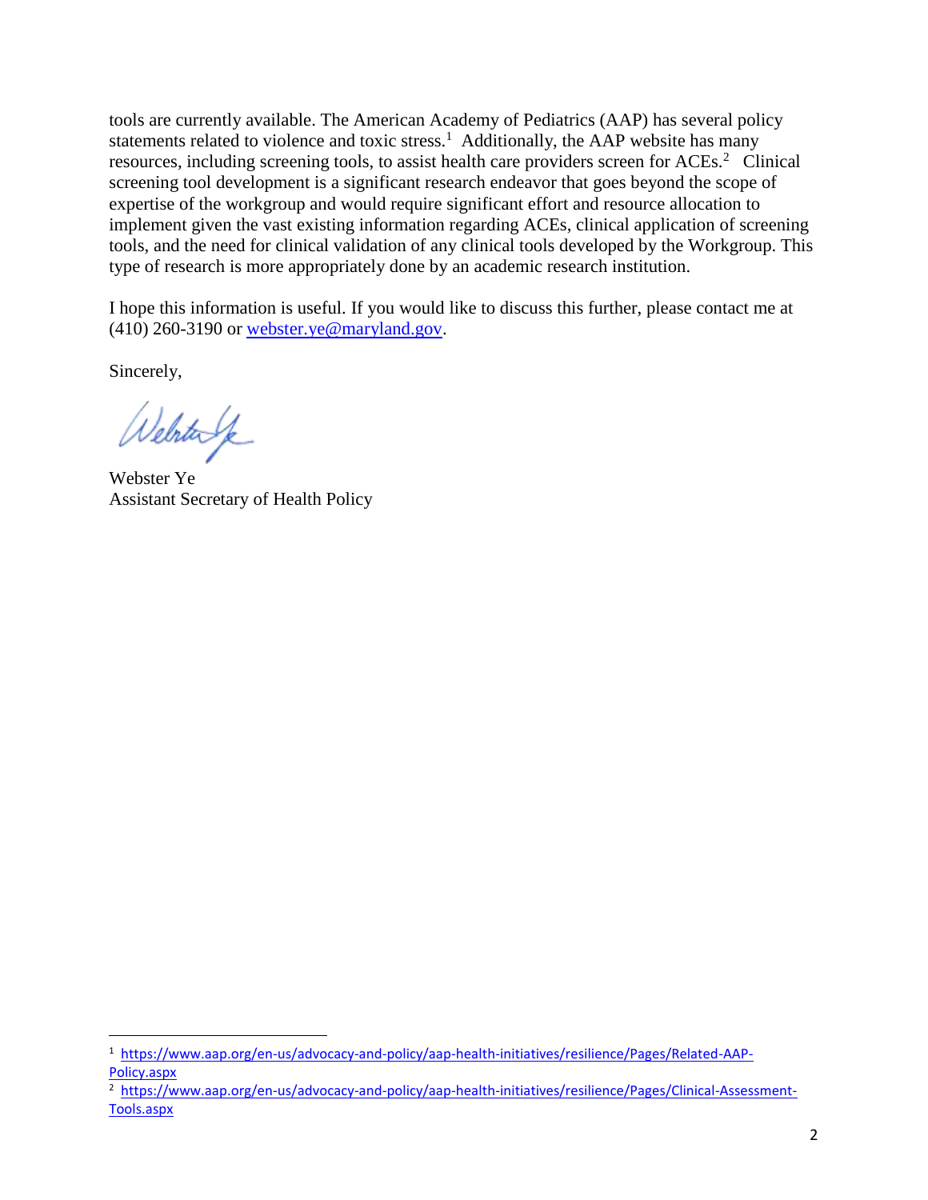tools are currently available. The American Academy of Pediatrics (AAP) has several policy statements related to violence and toxic stress.[1] Additionally, the AAP website has many resources, including screening tools, to assist health care providers screen for ACEs.[2] Clinical screening tool development is a significant research endeavor that goes beyond the scope of expertise of the workgroup and would require significant effort and resource allocation to implement given the vast existing information regarding ACEs, clinical application of screening tools, and the need for clinical validation of any clinical tools developed by the Workgroup. This type of research is more appropriately done by an academic research institution.

I hope this information is useful. If you would like to discuss this further, please contact me at (410) 260-3190 or [webster.ye@maryland.gov](mailto:webster.ye@maryland.gov).

Sincerely,

Webster Ye
Assistant Secretary of Health Policy

---

[1] https://www.aap.org/en-us/advocacy-and-policy/aap-health-initiatives/resilience/Pages/Related-AAP-Policy.aspx

[2] https://www.aap.org/en-us/advocacy-and-policy/aap-health-initiatives/resilience/Pages/Clinical-Assessment-Tools.aspx